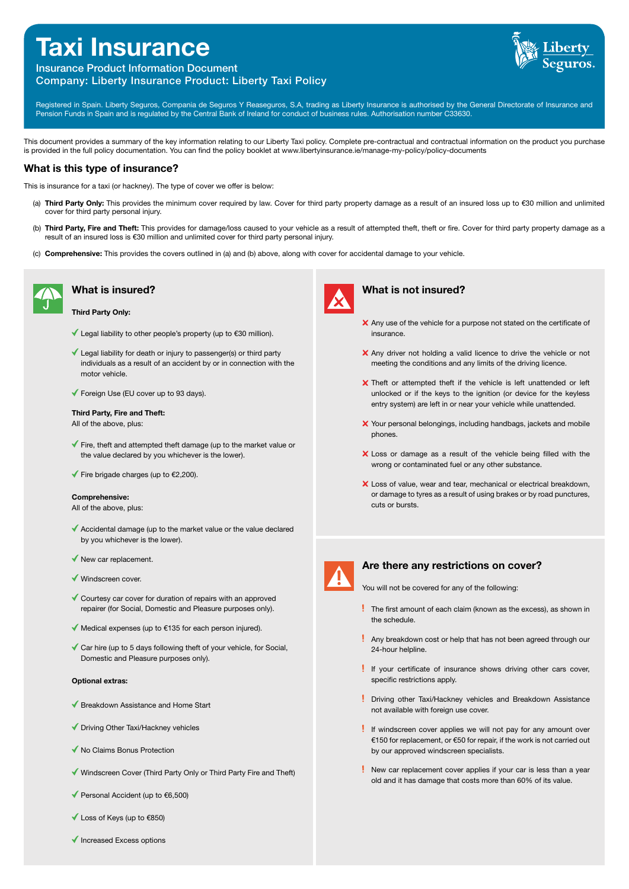# Taxi Insurance

Insurance Product Information Document
Company: Liberty Insurance Product: Liberty Taxi Policy

Registered in Spain. Liberty Seguros, Compania de Seguros Y Reaseguros, S.A, trading as Liberty Insurance is authorised by the General Directorate of Insurance and Pension Funds in Spain and is regulated by the Central Bank of Ireland for conduct of business rules. Authorisation number C33630.

This document provides a summary of the key information relating to our Liberty Taxi policy. Complete pre-contractual and contractual information on the product you purchase is provided in the full policy documentation. You can find the policy booklet at www.libertyinsurance.ie/manage-my-policy/policy-documents

## What is this type of insurance?

This is insurance for a taxi (or hackney). The type of cover we offer is below:

(a) **Third Party Only:** This provides the minimum cover required by law. Cover for third party property damage as a result of an insured loss up to €30 million and unlimited cover for third party personal injury.

(b) **Third Party, Fire and Theft:** This provides for damage/loss caused to your vehicle as a result of attempted theft, theft or fire. Cover for third party property damage as a result of an insured loss is €30 million and unlimited cover for third party personal injury.

(c) **Comprehensive:** This provides the covers outlined in (a) and (b) above, along with cover for accidental damage to your vehicle.

## What is insured?

**Third Party Only:**

- ✓ Legal liability to other people's property (up to €30 million).
- ✓ Legal liability for death or injury to passenger(s) or third party individuals as a result of an accident by or in connection with the motor vehicle.
- ✓ Foreign Use (EU cover up to 93 days).

**Third Party, Fire and Theft:**
All of the above, plus:

- ✓ Fire, theft and attempted theft damage (up to the market value or the value declared by you whichever is the lower).
- ✓ Fire brigade charges (up to €2,200).

**Comprehensive:**
All of the above, plus:

- ✓ Accidental damage (up to the market value or the value declared by you whichever is the lower).
- ✓ New car replacement.
- ✓ Windscreen cover.
- ✓ Courtesy car cover for duration of repairs with an approved repairer (for Social, Domestic and Pleasure purposes only).
- ✓ Medical expenses (up to €135 for each person injured).
- ✓ Car hire (up to 5 days following theft of your vehicle, for Social, Domestic and Pleasure purposes only).

**Optional extras:**

- ✓ Breakdown Assistance and Home Start
- ✓ Driving Other Taxi/Hackney vehicles
- ✓ No Claims Bonus Protection
- ✓ Windscreen Cover (Third Party Only or Third Party Fire and Theft)
- ✓ Personal Accident (up to €6,500)
- ✓ Loss of Keys (up to €850)
- ✓ Increased Excess options

## What is not insured?

- ✗ Any use of the vehicle for a purpose not stated on the certificate of insurance.
- ✗ Any driver not holding a valid licence to drive the vehicle or not meeting the conditions and any limits of the driving licence.
- ✗ Theft or attempted theft if the vehicle is left unattended or left unlocked or if the keys to the ignition (or device for the keyless entry system) are left in or near your vehicle while unattended.
- ✗ Your personal belongings, including handbags, jackets and mobile phones.
- ✗ Loss or damage as a result of the vehicle being filled with the wrong or contaminated fuel or any other substance.
- ✗ Loss of value, wear and tear, mechanical or electrical breakdown, or damage to tyres as a result of using brakes or by road punctures, cuts or bursts.

## Are there any restrictions on cover?

You will not be covered for any of the following:

- ! The first amount of each claim (known as the excess), as shown in the schedule.
- ! Any breakdown cost or help that has not been agreed through our 24-hour helpline.
- ! If your certificate of insurance shows driving other cars cover, specific restrictions apply.
- ! Driving other Taxi/Hackney vehicles and Breakdown Assistance not available with foreign use cover.
- ! If windscreen cover applies we will not pay for any amount over €150 for replacement, or €50 for repair, if the work is not carried out by our approved windscreen specialists.
- ! New car replacement cover applies if your car is less than a year old and it has damage that costs more than 60% of its value.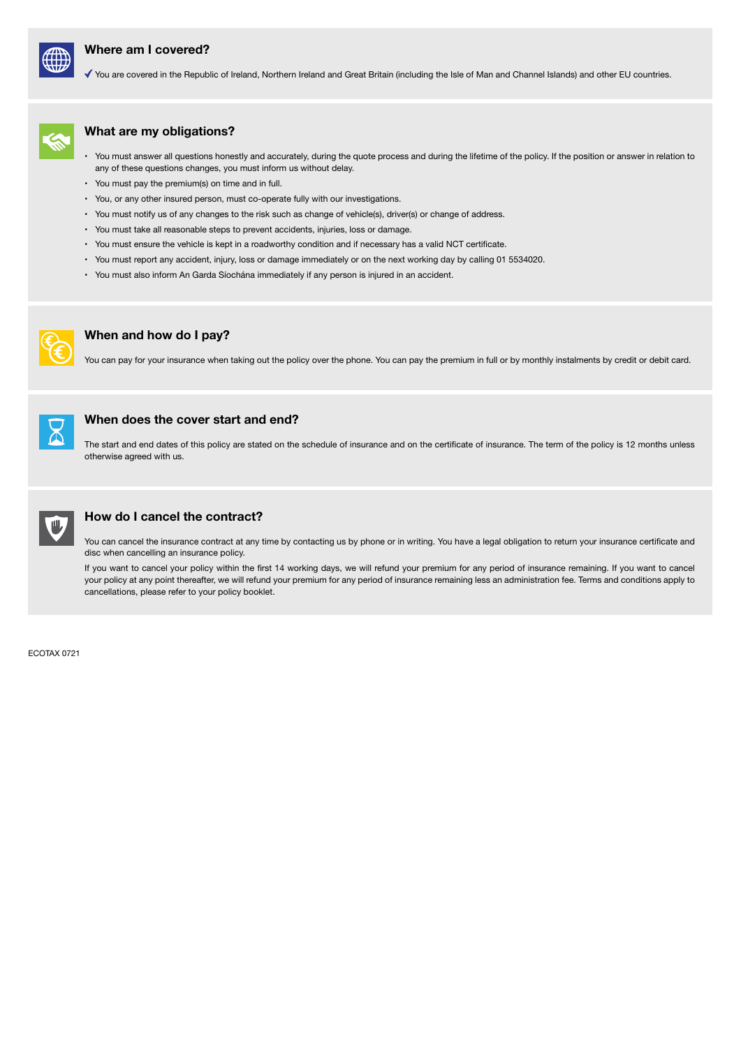## Where am I covered?

✔ You are covered in the Republic of Ireland, Northern Ireland and Great Britain (including the Isle of Man and Channel Islands) and other EU countries.

## What are my obligations?

- You must answer all questions honestly and accurately, during the quote process and during the lifetime of the policy. If the position or answer in relation to any of these questions changes, you must inform us without delay.
- You must pay the premium(s) on time and in full.
- You, or any other insured person, must co-operate fully with our investigations.
- You must notify us of any changes to the risk such as change of vehicle(s), driver(s) or change of address.
- You must take all reasonable steps to prevent accidents, injuries, loss or damage.
- You must ensure the vehicle is kept in a roadworthy condition and if necessary has a valid NCT certificate.
- You must report any accident, injury, loss or damage immediately or on the next working day by calling 01 5534020.
- You must also inform An Garda Síochána immediately if any person is injured in an accident.

## When and how do I pay?

You can pay for your insurance when taking out the policy over the phone. You can pay the premium in full or by monthly instalments by credit or debit card.

## When does the cover start and end?

The start and end dates of this policy are stated on the schedule of insurance and on the certificate of insurance. The term of the policy is 12 months unless otherwise agreed with us.

## How do I cancel the contract?

You can cancel the insurance contract at any time by contacting us by phone or in writing. You have a legal obligation to return your insurance certificate and disc when cancelling an insurance policy.

If you want to cancel your policy within the first 14 working days, we will refund your premium for any period of insurance remaining. If you want to cancel your policy at any point thereafter, we will refund your premium for any period of insurance remaining less an administration fee. Terms and conditions apply to cancellations, please refer to your policy booklet.

ECOTAX 0721